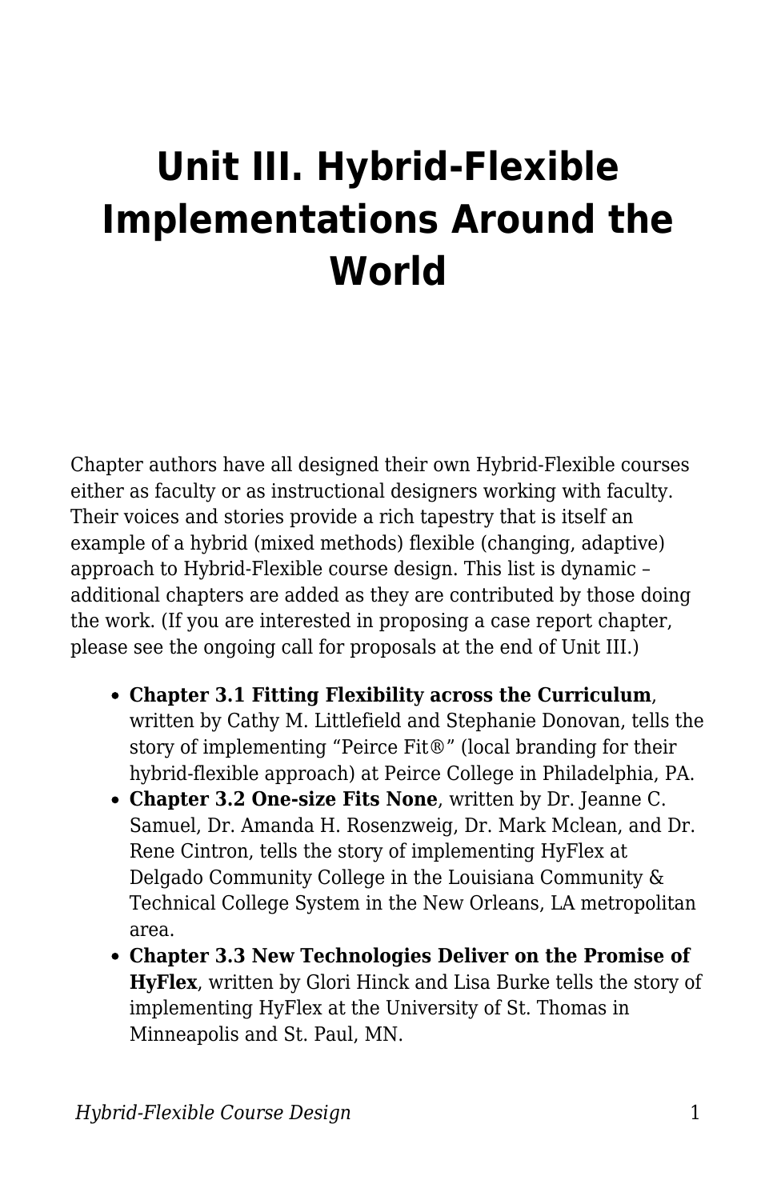# Unit III. Hybrid-Flexible Implementations Around the World

Chapter authors have all designed their own Hybrid-Flexible courses either as faculty or as instructional designers working with faculty. Their voices and stories provide a rich tapestry that is itself an example of a hybrid (mixed methods) flexible (changing, adaptive) approach to Hybrid-Flexible course design. This list is dynamic – additional chapters are added as they are contributed by those doing the work. (If you are interested in proposing a case report chapter, please see the ongoing call for proposals at the end of Unit III.)

- **Chapter 3.1 Fitting Flexibility across the Curriculum**, written by Cathy M. Littlefield and Stephanie Donovan, tells the story of implementing "Peirce Fit®" (local branding for their hybrid-flexible approach) at Peirce College in Philadelphia, PA.
- **Chapter 3.2 One-size Fits None**, written by Dr. Jeanne C. Samuel, Dr. Amanda H. Rosenzweig, Dr. Mark Mclean, and Dr. Rene Cintron, tells the story of implementing HyFlex at Delgado Community College in the Louisiana Community & Technical College System in the New Orleans, LA metropolitan area.
- **Chapter 3.3 New Technologies Deliver on the Promise of HyFlex**, written by Glori Hinck and Lisa Burke tells the story of implementing HyFlex at the University of St. Thomas in Minneapolis and St. Paul, MN.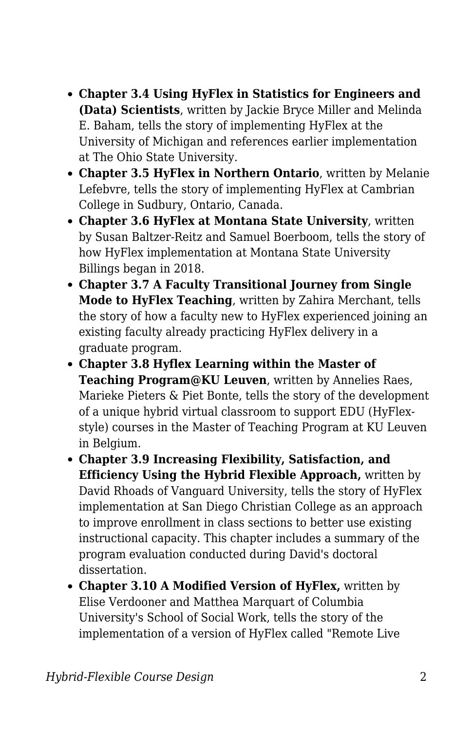- **Chapter 3.4 Using HyFlex in Statistics for Engineers and (Data) Scientists**, written by Jackie Bryce Miller and Melinda E. Baham, tells the story of implementing HyFlex at the University of Michigan and references earlier implementation at The Ohio State University.
- **Chapter 3.5 HyFlex in Northern Ontario**, written by Melanie Lefebvre, tells the story of implementing HyFlex at Cambrian College in Sudbury, Ontario, Canada.
- **Chapter 3.6 HyFlex at Montana State University**, written by Susan Baltzer-Reitz and Samuel Boerboom, tells the story of how HyFlex implementation at Montana State University Billings began in 2018.
- **Chapter 3.7 A Faculty Transitional Journey from Single Mode to HyFlex Teaching**, written by Zahira Merchant, tells the story of how a faculty new to HyFlex experienced joining an existing faculty already practicing HyFlex delivery in a graduate program.
- **Chapter 3.8 Hyflex Learning within the Master of Teaching Program@KU Leuven**, written by Annelies Raes, Marieke Pieters & Piet Bonte, tells the story of the development of a unique hybrid virtual classroom to support EDU (HyFlex-style) courses in the Master of Teaching Program at KU Leuven in Belgium.
- **Chapter 3.9 Increasing Flexibility, Satisfaction, and Efficiency Using the Hybrid Flexible Approach,** written by David Rhoads of Vanguard University, tells the story of HyFlex implementation at San Diego Christian College as an approach to improve enrollment in class sections to better use existing instructional capacity. This chapter includes a summary of the program evaluation conducted during David's doctoral dissertation.
- **Chapter 3.10 A Modified Version of HyFlex,** written by Elise Verdooner and Matthea Marquart of Columbia University's School of Social Work, tells the story of the implementation of a version of HyFlex called "Remote Live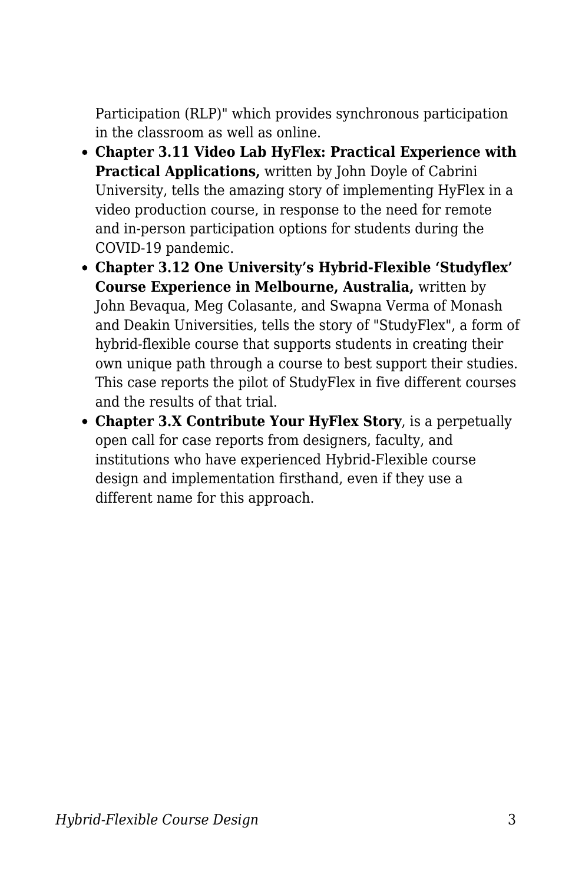Participation (RLP)" which provides synchronous participation in the classroom as well as online.

- **Chapter 3.11 Video Lab HyFlex: Practical Experience with Practical Applications,** written by John Doyle of Cabrini University, tells the amazing story of implementing HyFlex in a video production course, in response to the need for remote and in-person participation options for students during the COVID-19 pandemic.
- **Chapter 3.12 One University's Hybrid-Flexible 'Studyflex' Course Experience in Melbourne, Australia,** written by John Bevaqua, Meg Colasante, and Swapna Verma of Monash and Deakin Universities, tells the story of "StudyFlex", a form of hybrid-flexible course that supports students in creating their own unique path through a course to best support their studies. This case reports the pilot of StudyFlex in five different courses and the results of that trial.
- **Chapter 3.X Contribute Your HyFlex Story**, is a perpetually open call for case reports from designers, faculty, and institutions who have experienced Hybrid-Flexible course design and implementation firsthand, even if they use a different name for this approach.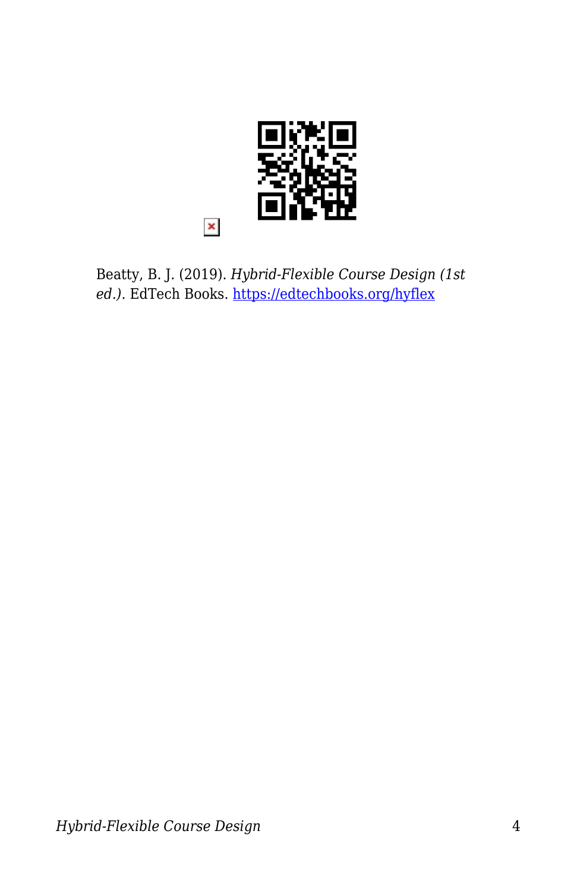Beatty, B. J. (2019). *Hybrid-Flexible Course Design (1st ed.)*. EdTech Books. [https://edtechbooks.org/hyflex](https://edtechbooks.org/hyflex)